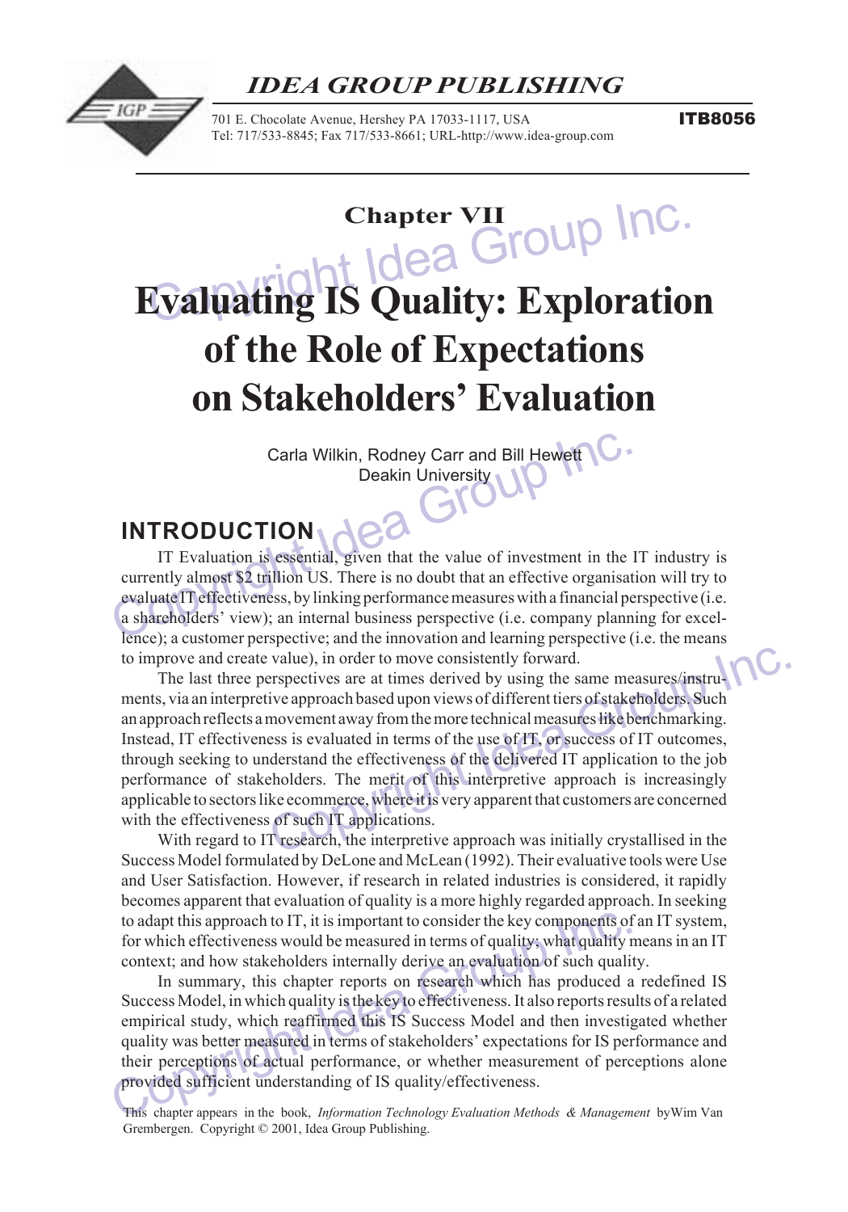**IDEA GROUP PUBLISHING**

701 E. Chocolate Avenue, Hershey PA 17033-1117, USA
Tel: 717/533-8845; Fax 717/533-8661; URL-http://www.idea-group.com

**ITB8056**

## Chapter VII

# Evaluating IS Quality: Exploration of the Role of Expectations on Stakeholders' Evaluation

Carla Wilkin, Rodney Carr and Bill Hewett
Deakin University

## INTRODUCTION

IT Evaluation is essential, given that the value of investment in the IT industry is currently almost $2 trillion US. There is no doubt that an effective organisation will try to evaluate IT effectiveness, by linking performance measures with a financial perspective (i.e. a shareholders' view); an internal business perspective (i.e. company planning for excellence); a customer perspective; and the innovation and learning perspective (i.e. the means to improve and create value), in order to move consistently forward.

The last three perspectives are at times derived by using the same measures/instruments, via an interpretive approach based upon views of different tiers of stakeholders. Such an approach reflects a movement away from the more technical measures like benchmarking. Instead, IT effectiveness is evaluated in terms of the use of IT, or success of IT outcomes, through seeking to understand the effectiveness of the delivered IT application to the job performance of stakeholders. The merit of this interpretive approach is increasingly applicable to sectors like ecommerce, where it is very apparent that customers are concerned with the effectiveness of such IT applications.

With regard to IT research, the interpretive approach was initially crystallised in the Success Model formulated by DeLone and McLean (1992). Their evaluative tools were Use and User Satisfaction. However, if research in related industries is considered, it rapidly becomes apparent that evaluation of quality is a more highly regarded approach. In seeking to adapt this approach to IT, it is important to consider the key components of an IT system, for which effectiveness would be measured in terms of quality; what quality means in an IT context; and how stakeholders internally derive an evaluation of such quality.

In summary, this chapter reports on research which has produced a redefined IS Success Model, in which quality is the key to effectiveness. It also reports results of a related empirical study, which reaffirmed this IS Success Model and then investigated whether quality was better measured in terms of stakeholders' expectations for IS performance and their perceptions of actual performance, or whether measurement of perceptions alone provided sufficient understanding of IS quality/effectiveness.

This chapter appears in the book, *Information Technology Evaluation Methods & Management* by Wim Van Grembergen. Copyright © 2001, Idea Group Publishing.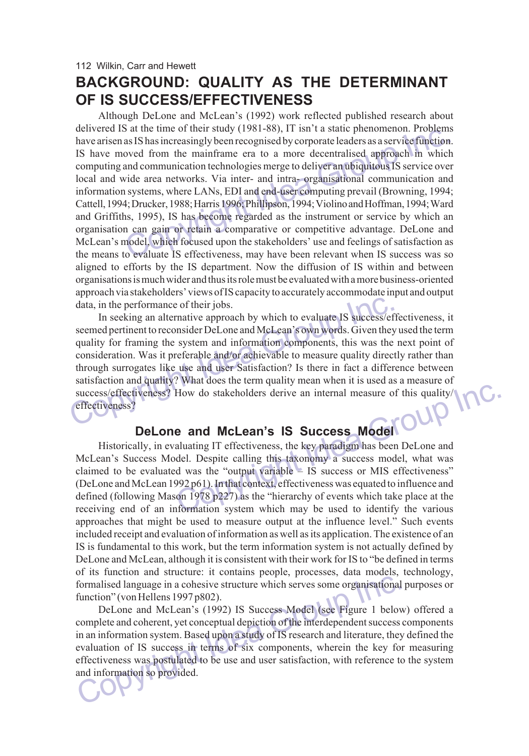## BACKGROUND: QUALITY AS THE DETERMINANT OF IS SUCCESS/EFFECTIVENESS

Although DeLone and McLean's (1992) work reflected published research about delivered IS at the time of their study (1981-88), IT isn't a static phenomenon. Problems have arisen as IS has increasingly been recognised by corporate leaders as a service function. IS have moved from the mainframe era to a more decentralised approach in which computing and communication technologies merge to deliver an ubiquitous IS service over local and wide area networks. Via inter- and intra- organisational communication and information systems, where LANs, EDI and end-user computing prevail (Browning, 1994; Cattell, 1994; Drucker, 1988; Harris 1996; Phillipson, 1994; Violino and Hoffman, 1994; Ward and Griffiths, 1995), IS has become regarded as the instrument or service by which an organisation can gain or retain a comparative or competitive advantage. DeLone and McLean's model, which focused upon the stakeholders' use and feelings of satisfaction as the means to evaluate IS effectiveness, may have been relevant when IS success was so aligned to efforts by the IS department. Now the diffusion of IS within and between organisations is much wider and thus its role must be evaluated with a more business-oriented approach via stakeholders' views of IS capacity to accurately accommodate input and output data, in the performance of their jobs.

In seeking an alternative approach by which to evaluate IS success/effectiveness, it seemed pertinent to reconsider DeLone and McLean's own words. Given they used the term quality for framing the system and information components, this was the next point of consideration. Was it preferable and/or achievable to measure quality directly rather than through surrogates like use and user Satisfaction? Is there in fact a difference between satisfaction and quality? What does the term quality mean when it is used as a measure of success/effectiveness? How do stakeholders derive an internal measure of this quality/effectiveness?

### DeLone and McLean's IS Success Model

Historically, in evaluating IT effectiveness, the key paradigm has been DeLone and McLean's Success Model. Despite calling this taxonomy a success model, what was claimed to be evaluated was the "output variable – IS success or MIS effectiveness" (DeLone and McLean 1992 p61). In that context, effectiveness was equated to influence and defined (following Mason 1978 p227) as the "hierarchy of events which take place at the receiving end of an information system which may be used to identify the various approaches that might be used to measure output at the influence level." Such events included receipt and evaluation of information as well as its application. The existence of an IS is fundamental to this work, but the term information system is not actually defined by DeLone and McLean, although it is consistent with their work for IS to "be defined in terms of its function and structure: it contains people, processes, data models, technology, formalised language in a cohesive structure which serves some organisational purposes or function" (von Hellens 1997 p802).

DeLone and McLean's (1992) IS Success Model (see Figure 1 below) offered a complete and coherent, yet conceptual depiction of the interdependent success components in an information system. Based upon a study of IS research and literature, they defined the evaluation of IS success in terms of six components, wherein the key for measuring effectiveness was postulated to be use and user satisfaction, with reference to the system and information so provided.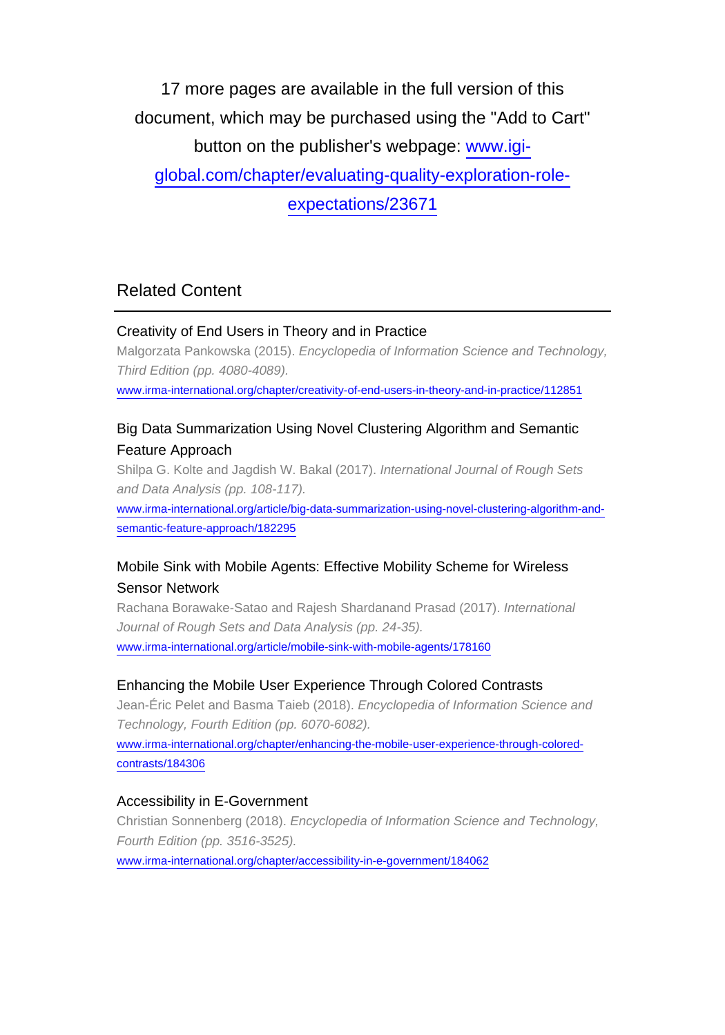17 more pages are available in the full version of this document, which may be purchased using the "Add to Cart" button on the publisher's webpage: [www.igi-global.com/chapter/evaluating-quality-exploration-role-expectations/23671](www.igi-global.com/chapter/evaluating-quality-exploration-role-expectations/23671)

## Related Content

### Creativity of End Users in Theory and in Practice

Malgorzata Pankowska (2015). *Encyclopedia of Information Science and Technology, Third Edition (pp. 4080-4089).*

[www.irma-international.org/chapter/creativity-of-end-users-in-theory-and-in-practice/112851](www.irma-international.org/chapter/creativity-of-end-users-in-theory-and-in-practice/112851)

### Big Data Summarization Using Novel Clustering Algorithm and Semantic Feature Approach

Shilpa G. Kolte and Jagdish W. Bakal (2017). *International Journal of Rough Sets and Data Analysis (pp. 108-117).*

[www.irma-international.org/article/big-data-summarization-using-novel-clustering-algorithm-and-semantic-feature-approach/182295](www.irma-international.org/article/big-data-summarization-using-novel-clustering-algorithm-and-semantic-feature-approach/182295)

### Mobile Sink with Mobile Agents: Effective Mobility Scheme for Wireless Sensor Network

Rachana Borawake-Satao and Rajesh Shardanand Prasad (2017). *International Journal of Rough Sets and Data Analysis (pp. 24-35).*

[www.irma-international.org/article/mobile-sink-with-mobile-agents/178160](www.irma-international.org/article/mobile-sink-with-mobile-agents/178160)

### Enhancing the Mobile User Experience Through Colored Contrasts

Jean-Éric Pelet and Basma Taieb (2018). *Encyclopedia of Information Science and Technology, Fourth Edition (pp. 6070-6082).*

[www.irma-international.org/chapter/enhancing-the-mobile-user-experience-through-colored-contrasts/184306](www.irma-international.org/chapter/enhancing-the-mobile-user-experience-through-colored-contrasts/184306)

### Accessibility in E-Government

Christian Sonnenberg (2018). *Encyclopedia of Information Science and Technology, Fourth Edition (pp. 3516-3525).*

[www.irma-international.org/chapter/accessibility-in-e-government/184062](www.irma-international.org/chapter/accessibility-in-e-government/184062)